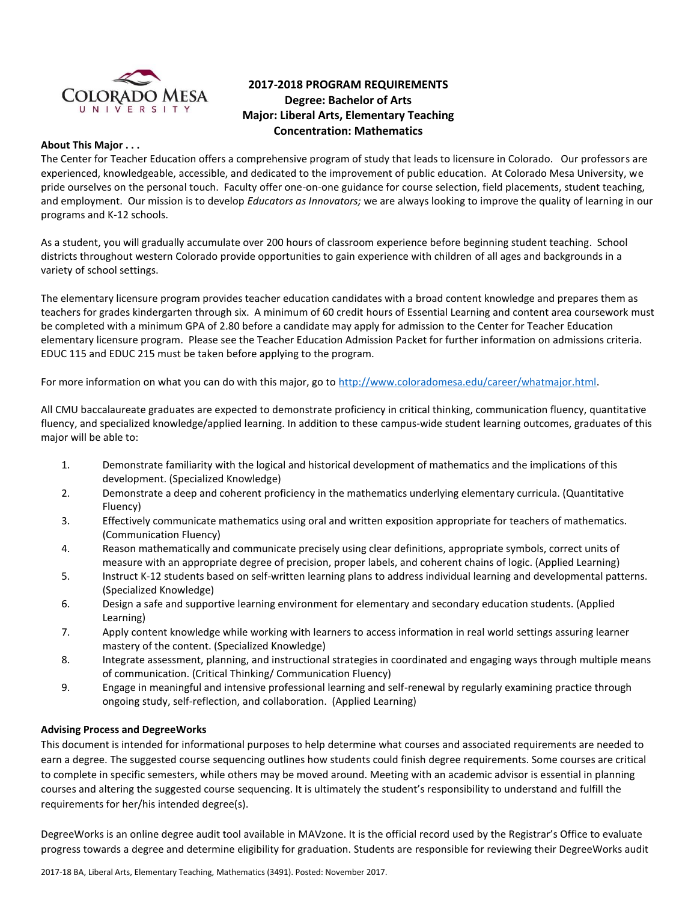# 2017-2018 PROGRAM REQUIREMENTS
## Degree: Bachelor of Arts
## Major: Liberal Arts, Elementary Teaching
## Concentration: Mathematics

**About This Major . . .**

The Center for Teacher Education offers a comprehensive program of study that leads to licensure in Colorado. Our professors are experienced, knowledgeable, accessible, and dedicated to the improvement of public education. At Colorado Mesa University, we pride ourselves on the personal touch. Faculty offer one-on-one guidance for course selection, field placements, student teaching, and employment. Our mission is to develop *Educators as Innovators;* we are always looking to improve the quality of learning in our programs and K-12 schools.

As a student, you will gradually accumulate over 200 hours of classroom experience before beginning student teaching. School districts throughout western Colorado provide opportunities to gain experience with children of all ages and backgrounds in a variety of school settings.

The elementary licensure program provides teacher education candidates with a broad content knowledge and prepares them as teachers for grades kindergarten through six. A minimum of 60 credit hours of Essential Learning and content area coursework must be completed with a minimum GPA of 2.80 before a candidate may apply for admission to the Center for Teacher Education elementary licensure program. Please see the Teacher Education Admission Packet for further information on admissions criteria. EDUC 115 and EDUC 215 must be taken before applying to the program.

For more information on what you can do with this major, go to http://www.coloradomesa.edu/career/whatmajor.html.

All CMU baccalaureate graduates are expected to demonstrate proficiency in critical thinking, communication fluency, quantitative fluency, and specialized knowledge/applied learning. In addition to these campus-wide student learning outcomes, graduates of this major will be able to:

1. Demonstrate familiarity with the logical and historical development of mathematics and the implications of this development. (Specialized Knowledge)
2. Demonstrate a deep and coherent proficiency in the mathematics underlying elementary curricula. (Quantitative Fluency)
3. Effectively communicate mathematics using oral and written exposition appropriate for teachers of mathematics. (Communication Fluency)
4. Reason mathematically and communicate precisely using clear definitions, appropriate symbols, correct units of measure with an appropriate degree of precision, proper labels, and coherent chains of logic. (Applied Learning)
5. Instruct K-12 students based on self-written learning plans to address individual learning and developmental patterns. (Specialized Knowledge)
6. Design a safe and supportive learning environment for elementary and secondary education students. (Applied Learning)
7. Apply content knowledge while working with learners to access information in real world settings assuring learner mastery of the content. (Specialized Knowledge)
8. Integrate assessment, planning, and instructional strategies in coordinated and engaging ways through multiple means of communication. (Critical Thinking/ Communication Fluency)
9. Engage in meaningful and intensive professional learning and self-renewal by regularly examining practice through ongoing study, self-reflection, and collaboration. (Applied Learning)

**Advising Process and DegreeWorks**

This document is intended for informational purposes to help determine what courses and associated requirements are needed to earn a degree. The suggested course sequencing outlines how students could finish degree requirements. Some courses are critical to complete in specific semesters, while others may be moved around. Meeting with an academic advisor is essential in planning courses and altering the suggested course sequencing. It is ultimately the student's responsibility to understand and fulfill the requirements for her/his intended degree(s).

DegreeWorks is an online degree audit tool available in MAVzone. It is the official record used by the Registrar's Office to evaluate progress towards a degree and determine eligibility for graduation. Students are responsible for reviewing their DegreeWorks audit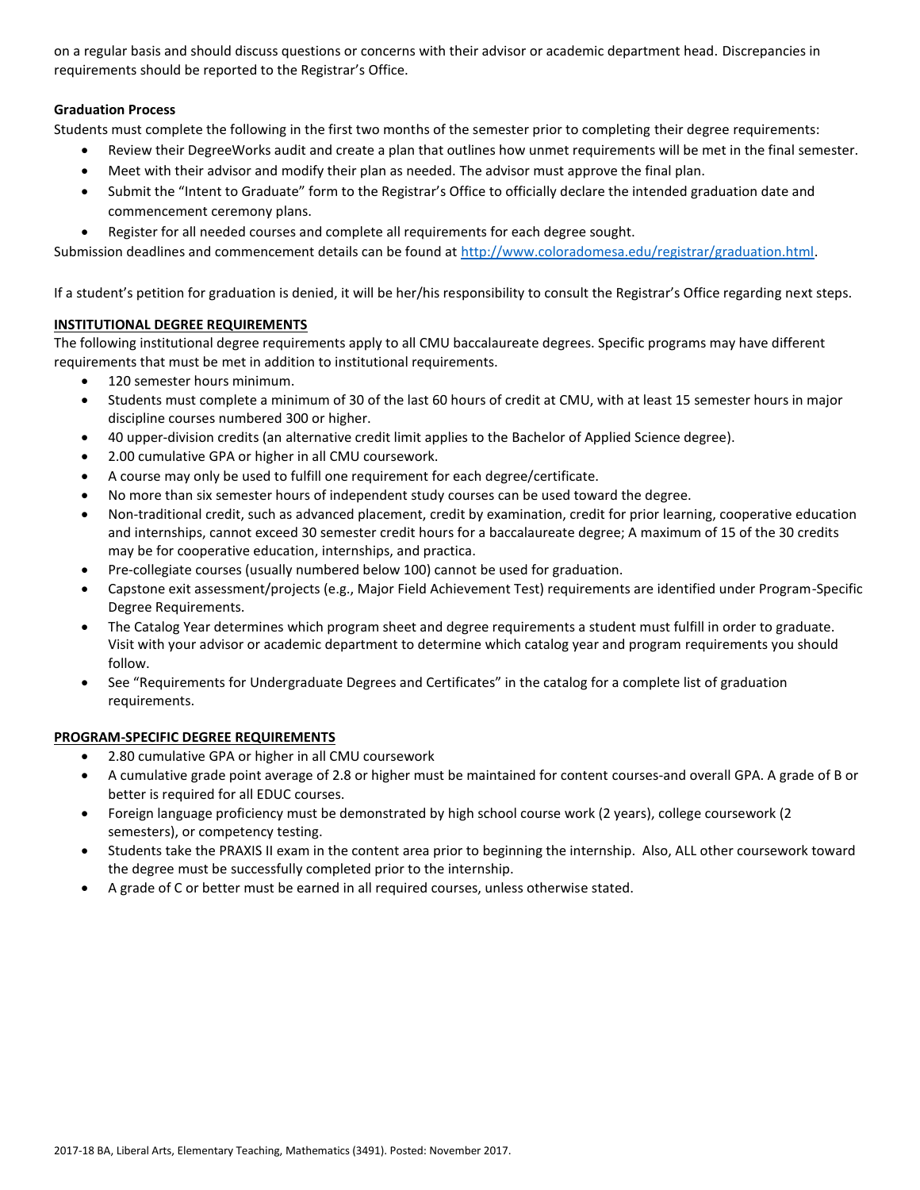on a regular basis and should discuss questions or concerns with their advisor or academic department head. Discrepancies in requirements should be reported to the Registrar's Office.

**Graduation Process**

Students must complete the following in the first two months of the semester prior to completing their degree requirements:

- Review their DegreeWorks audit and create a plan that outlines how unmet requirements will be met in the final semester.
- Meet with their advisor and modify their plan as needed. The advisor must approve the final plan.
- Submit the "Intent to Graduate" form to the Registrar's Office to officially declare the intended graduation date and commencement ceremony plans.
- Register for all needed courses and complete all requirements for each degree sought.

Submission deadlines and commencement details can be found at http://www.coloradomesa.edu/registrar/graduation.html.

If a student's petition for graduation is denied, it will be her/his responsibility to consult the Registrar's Office regarding next steps.

## INSTITUTIONAL DEGREE REQUIREMENTS

The following institutional degree requirements apply to all CMU baccalaureate degrees. Specific programs may have different requirements that must be met in addition to institutional requirements.

- 120 semester hours minimum.
- Students must complete a minimum of 30 of the last 60 hours of credit at CMU, with at least 15 semester hours in major discipline courses numbered 300 or higher.
- 40 upper-division credits (an alternative credit limit applies to the Bachelor of Applied Science degree).
- 2.00 cumulative GPA or higher in all CMU coursework.
- A course may only be used to fulfill one requirement for each degree/certificate.
- No more than six semester hours of independent study courses can be used toward the degree.
- Non-traditional credit, such as advanced placement, credit by examination, credit for prior learning, cooperative education and internships, cannot exceed 30 semester credit hours for a baccalaureate degree; A maximum of 15 of the 30 credits may be for cooperative education, internships, and practica.
- Pre-collegiate courses (usually numbered below 100) cannot be used for graduation.
- Capstone exit assessment/projects (e.g., Major Field Achievement Test) requirements are identified under Program-Specific Degree Requirements.
- The Catalog Year determines which program sheet and degree requirements a student must fulfill in order to graduate. Visit with your advisor or academic department to determine which catalog year and program requirements you should follow.
- See "Requirements for Undergraduate Degrees and Certificates" in the catalog for a complete list of graduation requirements.

## PROGRAM-SPECIFIC DEGREE REQUIREMENTS

- 2.80 cumulative GPA or higher in all CMU coursework
- A cumulative grade point average of 2.8 or higher must be maintained for content courses-and overall GPA. A grade of B or better is required for all EDUC courses.
- Foreign language proficiency must be demonstrated by high school course work (2 years), college coursework (2 semesters), or competency testing.
- Students take the PRAXIS II exam in the content area prior to beginning the internship. Also, ALL other coursework toward the degree must be successfully completed prior to the internship.
- A grade of C or better must be earned in all required courses, unless otherwise stated.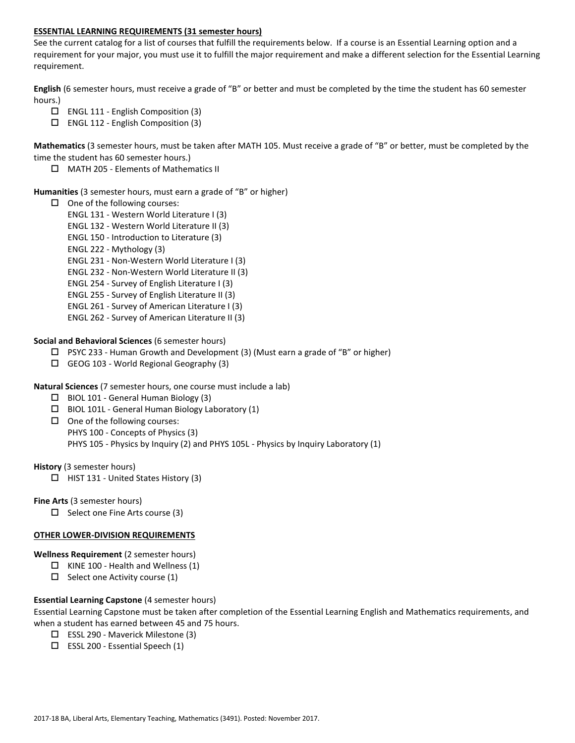## ESSENTIAL LEARNING REQUIREMENTS (31 semester hours)

See the current catalog for a list of courses that fulfill the requirements below. If a course is an Essential Learning option and a requirement for your major, you must use it to fulfill the major requirement and make a different selection for the Essential Learning requirement.

**English** (6 semester hours, must receive a grade of "B" or better and must be completed by the time the student has 60 semester hours.)

- ☐ ENGL 111 - English Composition (3)
- ☐ ENGL 112 - English Composition (3)

**Mathematics** (3 semester hours, must be taken after MATH 105. Must receive a grade of "B" or better, must be completed by the time the student has 60 semester hours.)

- ☐ MATH 205 - Elements of Mathematics II

**Humanities** (3 semester hours, must earn a grade of "B" or higher)

- ☐ One of the following courses:
  - ENGL 131 - Western World Literature I (3)
  - ENGL 132 - Western World Literature II (3)
  - ENGL 150 - Introduction to Literature (3)
  - ENGL 222 - Mythology (3)
  - ENGL 231 - Non-Western World Literature I (3)
  - ENGL 232 - Non-Western World Literature II (3)
  - ENGL 254 - Survey of English Literature I (3)
  - ENGL 255 - Survey of English Literature II (3)
  - ENGL 261 - Survey of American Literature I (3)
  - ENGL 262 - Survey of American Literature II (3)

**Social and Behavioral Sciences** (6 semester hours)

- ☐ PSYC 233 - Human Growth and Development (3) (Must earn a grade of "B" or higher)
- ☐ GEOG 103 - World Regional Geography (3)

**Natural Sciences** (7 semester hours, one course must include a lab)

- ☐ BIOL 101 - General Human Biology (3)
- ☐ BIOL 101L - General Human Biology Laboratory (1)
- ☐ One of the following courses:
  - PHYS 100 - Concepts of Physics (3)
  - PHYS 105 - Physics by Inquiry (2) and PHYS 105L - Physics by Inquiry Laboratory (1)

**History** (3 semester hours)

- ☐ HIST 131 - United States History (3)

**Fine Arts** (3 semester hours)

- ☐ Select one Fine Arts course (3)

## OTHER LOWER-DIVISION REQUIREMENTS

**Wellness Requirement** (2 semester hours)

- ☐ KINE 100 - Health and Wellness (1)
- ☐ Select one Activity course (1)

**Essential Learning Capstone** (4 semester hours)

Essential Learning Capstone must be taken after completion of the Essential Learning English and Mathematics requirements, and when a student has earned between 45 and 75 hours.

- ☐ ESSL 290 - Maverick Milestone (3)
- ☐ ESSL 200 - Essential Speech (1)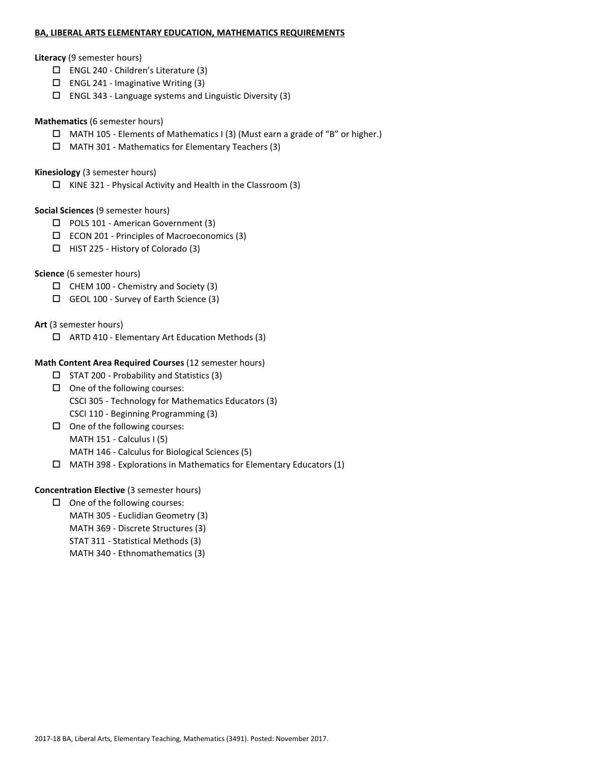**BA, LIBERAL ARTS ELEMENTARY EDUCATION, MATHEMATICS REQUIREMENTS**

**Literacy** (9 semester hours)

- ☐ ENGL 240 - Children's Literature (3)
- ☐ ENGL 241 - Imaginative Writing (3)
- ☐ ENGL 343 - Language systems and Linguistic Diversity (3)

**Mathematics** (6 semester hours)

- ☐ MATH 105 - Elements of Mathematics I (3) (Must earn a grade of "B" or higher.)
- ☐ MATH 301 - Mathematics for Elementary Teachers (3)

**Kinesiology** (3 semester hours)

- ☐ KINE 321 - Physical Activity and Health in the Classroom (3)

**Social Sciences** (9 semester hours)

- ☐ POLS 101 - American Government (3)
- ☐ ECON 201 - Principles of Macroeconomics (3)
- ☐ HIST 225 - History of Colorado (3)

**Science** (6 semester hours)

- ☐ CHEM 100 - Chemistry and Society (3)
- ☐ GEOL 100 - Survey of Earth Science (3)

**Art** (3 semester hours)

- ☐ ARTD 410 - Elementary Art Education Methods (3)

**Math Content Area Required Courses** (12 semester hours)

- ☐ STAT 200 - Probability and Statistics (3)
- ☐ One of the following courses:
  CSCI 305 - Technology for Mathematics Educators (3)
  CSCI 110 - Beginning Programming (3)
- ☐ One of the following courses:
  MATH 151 - Calculus I (5)
  MATH 146 - Calculus for Biological Sciences (5)
- ☐ MATH 398 - Explorations in Mathematics for Elementary Educators (1)

**Concentration Elective** (3 semester hours)

- ☐ One of the following courses:
  MATH 305 - Euclidian Geometry (3)
  MATH 369 - Discrete Structures (3)
  STAT 311 - Statistical Methods (3)
  MATH 340 - Ethnomathematics (3)

2017-18 BA, Liberal Arts, Elementary Teaching, Mathematics (3491). Posted: November 2017.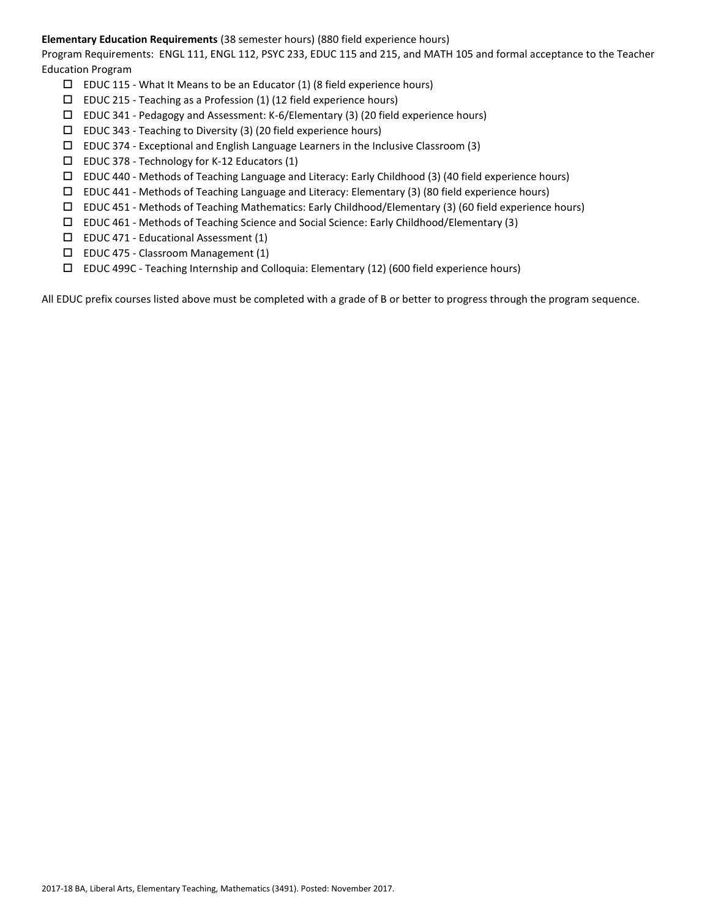**Elementary Education Requirements** (38 semester hours) (880 field experience hours)

Program Requirements: ENGL 111, ENGL 112, PSYC 233, EDUC 115 and 215, and MATH 105 and formal acceptance to the Teacher Education Program

- ☐ EDUC 115 - What It Means to be an Educator (1) (8 field experience hours)
- ☐ EDUC 215 - Teaching as a Profession (1) (12 field experience hours)
- ☐ EDUC 341 - Pedagogy and Assessment: K-6/Elementary (3) (20 field experience hours)
- ☐ EDUC 343 - Teaching to Diversity (3) (20 field experience hours)
- ☐ EDUC 374 - Exceptional and English Language Learners in the Inclusive Classroom (3)
- ☐ EDUC 378 - Technology for K-12 Educators (1)
- ☐ EDUC 440 - Methods of Teaching Language and Literacy: Early Childhood (3) (40 field experience hours)
- ☐ EDUC 441 - Methods of Teaching Language and Literacy: Elementary (3) (80 field experience hours)
- ☐ EDUC 451 - Methods of Teaching Mathematics: Early Childhood/Elementary (3) (60 field experience hours)
- ☐ EDUC 461 - Methods of Teaching Science and Social Science: Early Childhood/Elementary (3)
- ☐ EDUC 471 - Educational Assessment (1)
- ☐ EDUC 475 - Classroom Management (1)
- ☐ EDUC 499C - Teaching Internship and Colloquia: Elementary (12) (600 field experience hours)

All EDUC prefix courses listed above must be completed with a grade of B or better to progress through the program sequence.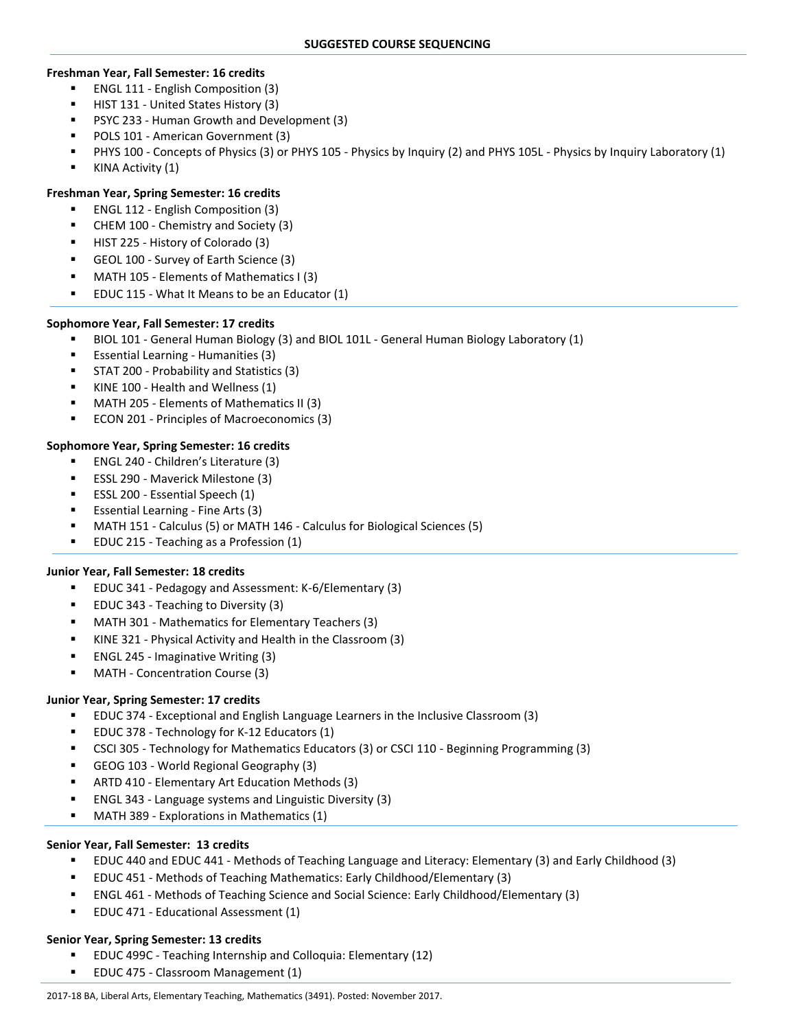## SUGGESTED COURSE SEQUENCING

**Freshman Year, Fall Semester: 16 credits**

- ENGL 111 - English Composition (3)
- HIST 131 - United States History (3)
- PSYC 233 - Human Growth and Development (3)
- POLS 101 - American Government (3)
- PHYS 100 - Concepts of Physics (3) or PHYS 105 - Physics by Inquiry (2) and PHYS 105L - Physics by Inquiry Laboratory (1)
- KINA Activity (1)

**Freshman Year, Spring Semester: 16 credits**

- ENGL 112 - English Composition (3)
- CHEM 100 - Chemistry and Society (3)
- HIST 225 - History of Colorado (3)
- GEOL 100 - Survey of Earth Science (3)
- MATH 105 - Elements of Mathematics I (3)
- EDUC 115 - What It Means to be an Educator (1)

**Sophomore Year, Fall Semester: 17 credits**

- BIOL 101 - General Human Biology (3) and BIOL 101L - General Human Biology Laboratory (1)
- Essential Learning - Humanities (3)
- STAT 200 - Probability and Statistics (3)
- KINE 100 - Health and Wellness (1)
- MATH 205 - Elements of Mathematics II (3)
- ECON 201 - Principles of Macroeconomics (3)

**Sophomore Year, Spring Semester: 16 credits**

- ENGL 240 - Children's Literature (3)
- ESSL 290 - Maverick Milestone (3)
- ESSL 200 - Essential Speech (1)
- Essential Learning - Fine Arts (3)
- MATH 151 - Calculus (5) or MATH 146 - Calculus for Biological Sciences (5)
- EDUC 215 - Teaching as a Profession (1)

**Junior Year, Fall Semester: 18 credits**

- EDUC 341 - Pedagogy and Assessment: K-6/Elementary (3)
- EDUC 343 - Teaching to Diversity (3)
- MATH 301 - Mathematics for Elementary Teachers (3)
- KINE 321 - Physical Activity and Health in the Classroom (3)
- ENGL 245 - Imaginative Writing (3)
- MATH - Concentration Course (3)

**Junior Year, Spring Semester: 17 credits**

- EDUC 374 - Exceptional and English Language Learners in the Inclusive Classroom (3)
- EDUC 378 - Technology for K-12 Educators (1)
- CSCI 305 - Technology for Mathematics Educators (3) or CSCI 110 - Beginning Programming (3)
- GEOG 103 - World Regional Geography (3)
- ARTD 410 - Elementary Art Education Methods (3)
- ENGL 343 - Language systems and Linguistic Diversity (3)
- MATH 389 - Explorations in Mathematics (1)

**Senior Year, Fall Semester: 13 credits**

- EDUC 440 and EDUC 441 - Methods of Teaching Language and Literacy: Elementary (3) and Early Childhood (3)
- EDUC 451 - Methods of Teaching Mathematics: Early Childhood/Elementary (3)
- ENGL 461 - Methods of Teaching Science and Social Science: Early Childhood/Elementary (3)
- EDUC 471 - Educational Assessment (1)

**Senior Year, Spring Semester: 13 credits**

- EDUC 499C - Teaching Internship and Colloquia: Elementary (12)
- EDUC 475 - Classroom Management (1)

2017-18 BA, Liberal Arts, Elementary Teaching, Mathematics (3491). Posted: November 2017.